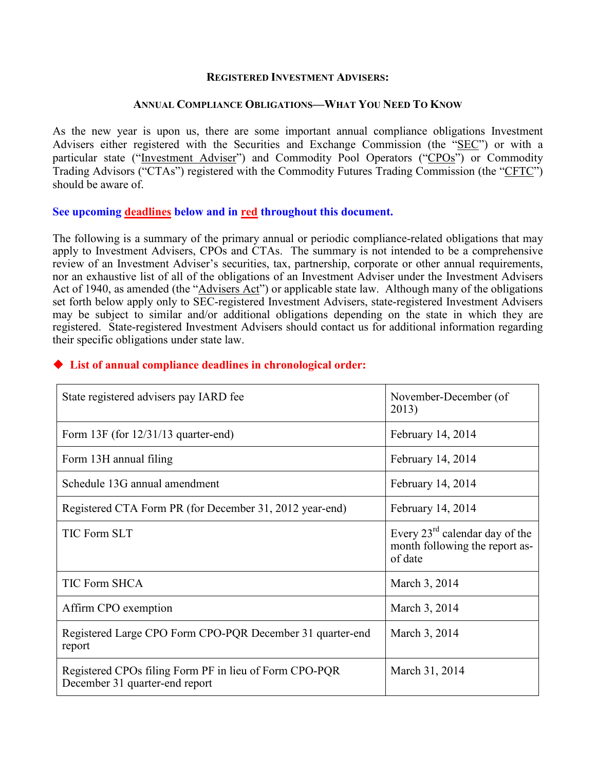# Registered Investment Advisers:

## Annual Compliance Obligations—What You Need To Know

As the new year is upon us, there are some important annual compliance obligations Investment Advisers either registered with the Securities and Exchange Commission (the "SEC") or with a particular state ("Investment Adviser") and Commodity Pool Operators ("CPOs") or Commodity Trading Advisors ("CTAs") registered with the Commodity Futures Trading Commission (the "CFTC") should be aware of.

**See upcoming deadlines below and in red throughout this document.**

The following is a summary of the primary annual or periodic compliance-related obligations that may apply to Investment Advisers, CPOs and CTAs. The summary is not intended to be a comprehensive review of an Investment Adviser's securities, tax, partnership, corporate or other annual requirements, nor an exhaustive list of all of the obligations of an Investment Adviser under the Investment Advisers Act of 1940, as amended (the "Advisers Act") or applicable state law. Although many of the obligations set forth below apply only to SEC-registered Investment Advisers, state-registered Investment Advisers may be subject to similar and/or additional obligations depending on the state in which they are registered. State-registered Investment Advisers should contact us for additional information regarding their specific obligations under state law.

**◆ List of annual compliance deadlines in chronological order:**

| | |
|---|---|
| State registered advisers pay IARD fee | November-December (of 2013) |
| Form 13F (for 12/31/13 quarter-end) | February 14, 2014 |
| Form 13H annual filing | February 14, 2014 |
| Schedule 13G annual amendment | February 14, 2014 |
| Registered CTA Form PR (for December 31, 2012 year-end) | February 14, 2014 |
| TIC Form SLT | Every 23rd calendar day of the month following the report as-of date |
| TIC Form SHCA | March 3, 2014 |
| Affirm CPO exemption | March 3, 2014 |
| Registered Large CPO Form CPO-PQR December 31 quarter-end report | March 3, 2014 |
| Registered CPOs filing Form PF in lieu of Form CPO-PQR December 31 quarter-end report | March 31, 2014 |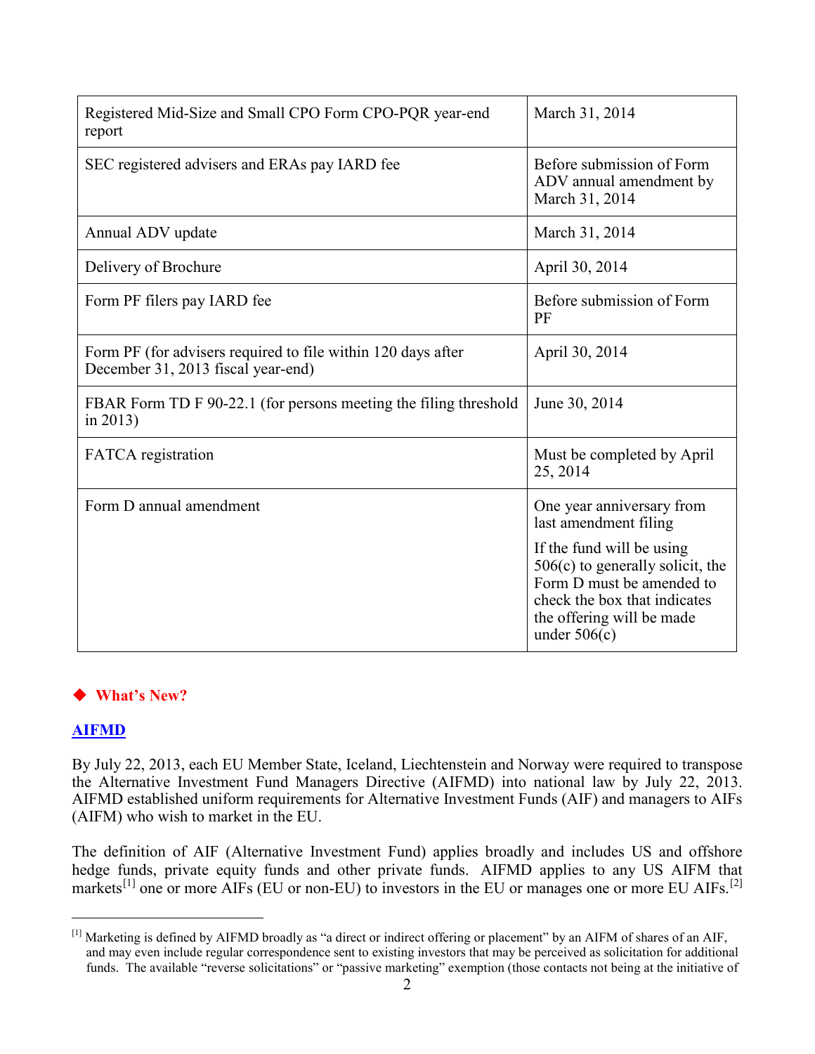| | |
|---|---|
| Registered Mid-Size and Small CPO Form CPO-PQR year-end report | March 31, 2014 |
| SEC registered advisers and ERAs pay IARD fee | Before submission of Form ADV annual amendment by March 31, 2014 |
| Annual ADV update | March 31, 2014 |
| Delivery of Brochure | April 30, 2014 |
| Form PF filers pay IARD fee | Before submission of Form PF |
| Form PF (for advisers required to file within 120 days after December 31, 2013 fiscal year-end) | April 30, 2014 |
| FBAR Form TD F 90-22.1 (for persons meeting the filing threshold in 2013) | June 30, 2014 |
| FATCA registration | Must be completed by April 25, 2014 |
| Form D annual amendment | One year anniversary from last amendment filing<br><br>If the fund will be using 506(c) to generally solicit, the Form D must be amended to check the box that indicates the offering will be made under 506(c) |

## ◆ What's New?

### AIFMD

By July 22, 2013, each EU Member State, Iceland, Liechtenstein and Norway were required to transpose the Alternative Investment Fund Managers Directive (AIFMD) into national law by July 22, 2013. AIFMD established uniform requirements for Alternative Investment Funds (AIF) and managers to AIFs (AIFM) who wish to market in the EU.

The definition of AIF (Alternative Investment Fund) applies broadly and includes US and offshore hedge funds, private equity funds and other private funds. AIFMD applies to any US AIFM that markets[1] one or more AIFs (EU or non-EU) to investors in the EU or manages one or more EU AIFs.[2]

---

[1] Marketing is defined by AIFMD broadly as "a direct or indirect offering or placement" by an AIFM of shares of an AIF, and may even include regular correspondence sent to existing investors that may be perceived as solicitation for additional funds. The available "reverse solicitations" or "passive marketing" exemption (those contacts not being at the initiative of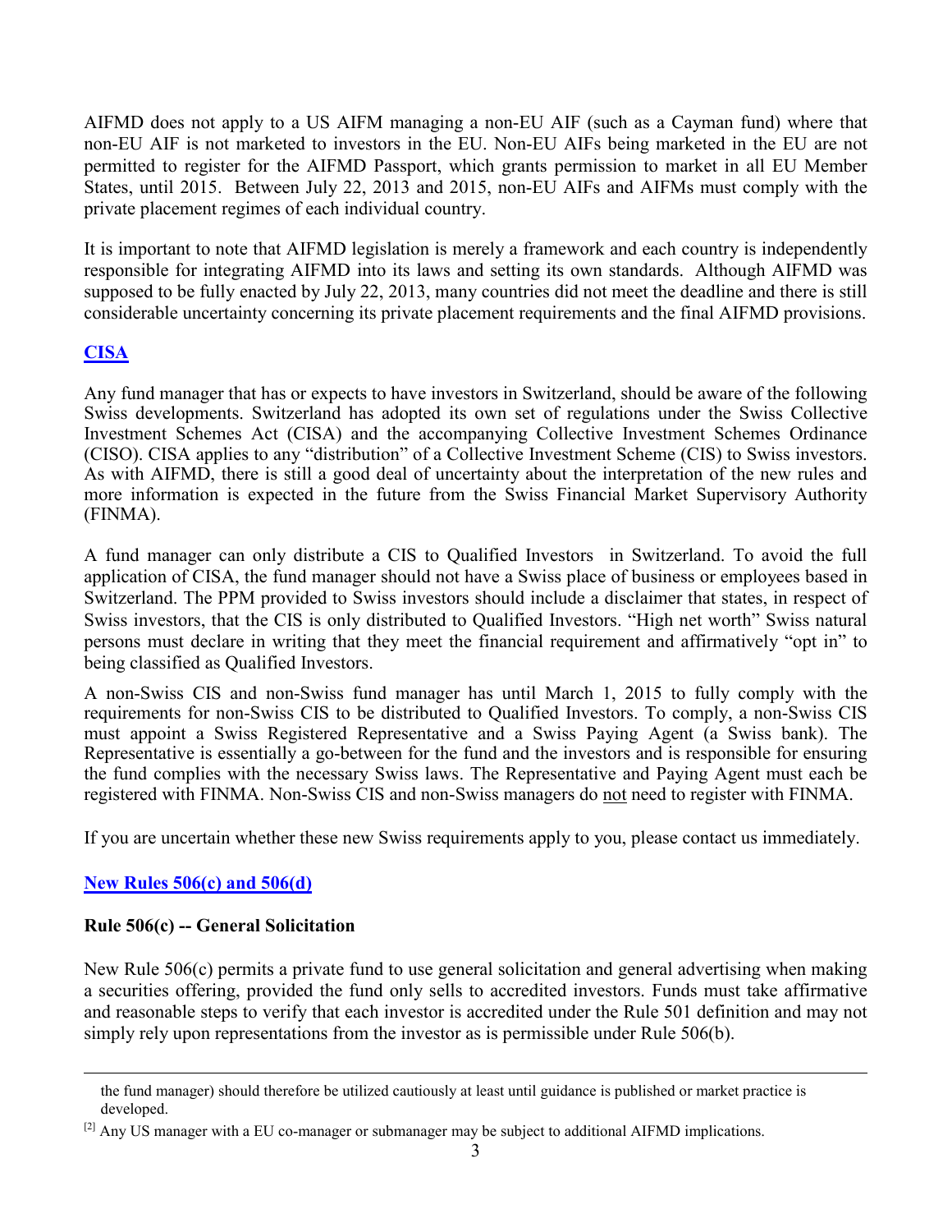AIFMD does not apply to a US AIFM managing a non-EU AIF (such as a Cayman fund) where that non-EU AIF is not marketed to investors in the EU. Non-EU AIFs being marketed in the EU are not permitted to register for the AIFMD Passport, which grants permission to market in all EU Member States, until 2015. Between July 22, 2013 and 2015, non-EU AIFs and AIFMs must comply with the private placement regimes of each individual country.

It is important to note that AIFMD legislation is merely a framework and each country is independently responsible for integrating AIFMD into its laws and setting its own standards. Although AIFMD was supposed to be fully enacted by July 22, 2013, many countries did not meet the deadline and there is still considerable uncertainty concerning its private placement requirements and the final AIFMD provisions.

## CISA

Any fund manager that has or expects to have investors in Switzerland, should be aware of the following Swiss developments. Switzerland has adopted its own set of regulations under the Swiss Collective Investment Schemes Act (CISA) and the accompanying Collective Investment Schemes Ordinance (CISO). CISA applies to any "distribution" of a Collective Investment Scheme (CIS) to Swiss investors. As with AIFMD, there is still a good deal of uncertainty about the interpretation of the new rules and more information is expected in the future from the Swiss Financial Market Supervisory Authority (FINMA).

A fund manager can only distribute a CIS to Qualified Investors in Switzerland. To avoid the full application of CISA, the fund manager should not have a Swiss place of business or employees based in Switzerland. The PPM provided to Swiss investors should include a disclaimer that states, in respect of Swiss investors, that the CIS is only distributed to Qualified Investors. "High net worth" Swiss natural persons must declare in writing that they meet the financial requirement and affirmatively "opt in" to being classified as Qualified Investors.

A non-Swiss CIS and non-Swiss fund manager has until March 1, 2015 to fully comply with the requirements for non-Swiss CIS to be distributed to Qualified Investors. To comply, a non-Swiss CIS must appoint a Swiss Registered Representative and a Swiss Paying Agent (a Swiss bank). The Representative is essentially a go-between for the fund and the investors and is responsible for ensuring the fund complies with the necessary Swiss laws. The Representative and Paying Agent must each be registered with FINMA. Non-Swiss CIS and non-Swiss managers do not need to register with FINMA.

If you are uncertain whether these new Swiss requirements apply to you, please contact us immediately.

## New Rules 506(c) and 506(d)

### Rule 506(c) -- General Solicitation

New Rule 506(c) permits a private fund to use general solicitation and general advertising when making a securities offering, provided the fund only sells to accredited investors. Funds must take affirmative and reasonable steps to verify that each investor is accredited under the Rule 501 definition and may not simply rely upon representations from the investor as is permissible under Rule 506(b).

---

the fund manager) should therefore be utilized cautiously at least until guidance is published or market practice is developed.

[2] Any US manager with a EU co-manager or submanager may be subject to additional AIFMD implications.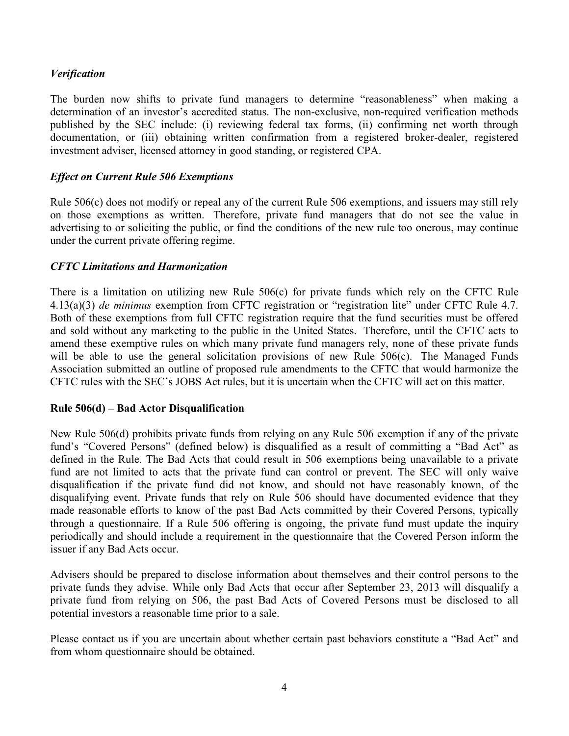### *Verification*

The burden now shifts to private fund managers to determine "reasonableness" when making a determination of an investor's accredited status. The non-exclusive, non-required verification methods published by the SEC include: (i) reviewing federal tax forms, (ii) confirming net worth through documentation, or (iii) obtaining written confirmation from a registered broker-dealer, registered investment adviser, licensed attorney in good standing, or registered CPA.

### *Effect on Current Rule 506 Exemptions*

Rule 506(c) does not modify or repeal any of the current Rule 506 exemptions, and issuers may still rely on those exemptions as written. Therefore, private fund managers that do not see the value in advertising to or soliciting the public, or find the conditions of the new rule too onerous, may continue under the current private offering regime.

### *CFTC Limitations and Harmonization*

There is a limitation on utilizing new Rule 506(c) for private funds which rely on the CFTC Rule 4.13(a)(3) *de minimus* exemption from CFTC registration or "registration lite" under CFTC Rule 4.7. Both of these exemptions from full CFTC registration require that the fund securities must be offered and sold without any marketing to the public in the United States. Therefore, until the CFTC acts to amend these exemptive rules on which many private fund managers rely, none of these private funds will be able to use the general solicitation provisions of new Rule 506(c). The Managed Funds Association submitted an outline of proposed rule amendments to the CFTC that would harmonize the CFTC rules with the SEC's JOBS Act rules, but it is uncertain when the CFTC will act on this matter.

### **Rule 506(d) – Bad Actor Disqualification**

New Rule 506(d) prohibits private funds from relying on <u>any</u> Rule 506 exemption if any of the private fund's "Covered Persons" (defined below) is disqualified as a result of committing a "Bad Act" as defined in the Rule. The Bad Acts that could result in 506 exemptions being unavailable to a private fund are not limited to acts that the private fund can control or prevent. The SEC will only waive disqualification if the private fund did not know, and should not have reasonably known, of the disqualifying event. Private funds that rely on Rule 506 should have documented evidence that they made reasonable efforts to know of the past Bad Acts committed by their Covered Persons, typically through a questionnaire. If a Rule 506 offering is ongoing, the private fund must update the inquiry periodically and should include a requirement in the questionnaire that the Covered Person inform the issuer if any Bad Acts occur.

Advisers should be prepared to disclose information about themselves and their control persons to the private funds they advise. While only Bad Acts that occur after September 23, 2013 will disqualify a private fund from relying on 506, the past Bad Acts of Covered Persons must be disclosed to all potential investors a reasonable time prior to a sale.

Please contact us if you are uncertain about whether certain past behaviors constitute a "Bad Act" and from whom questionnaire should be obtained.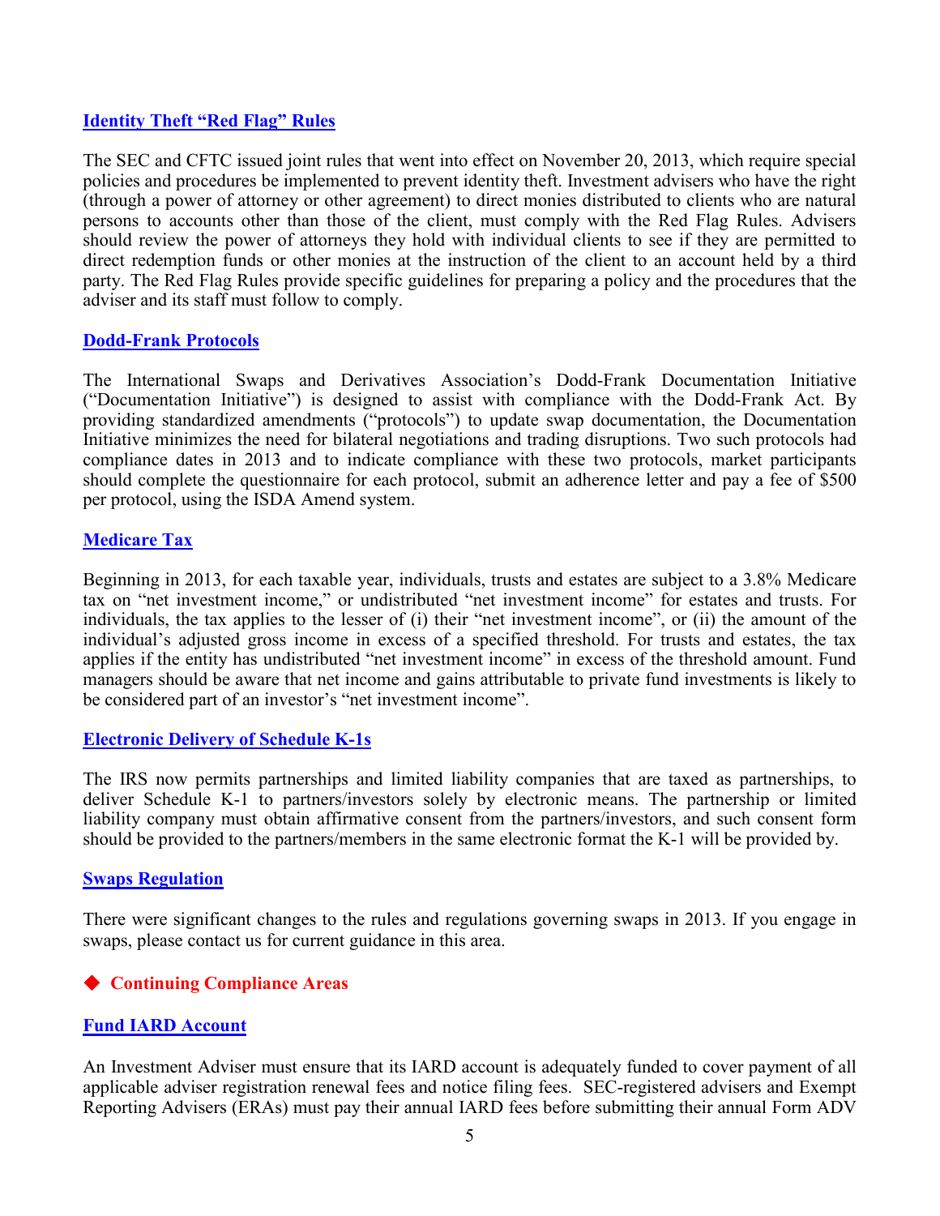### Identity Theft "Red Flag" Rules

The SEC and CFTC issued joint rules that went into effect on November 20, 2013, which require special policies and procedures be implemented to prevent identity theft. Investment advisers who have the right (through a power of attorney or other agreement) to direct monies distributed to clients who are natural persons to accounts other than those of the client, must comply with the Red Flag Rules. Advisers should review the power of attorneys they hold with individual clients to see if they are permitted to direct redemption funds or other monies at the instruction of the client to an account held by a third party. The Red Flag Rules provide specific guidelines for preparing a policy and the procedures that the adviser and its staff must follow to comply.

### Dodd-Frank Protocols

The International Swaps and Derivatives Association's Dodd-Frank Documentation Initiative ("Documentation Initiative") is designed to assist with compliance with the Dodd-Frank Act. By providing standardized amendments ("protocols") to update swap documentation, the Documentation Initiative minimizes the need for bilateral negotiations and trading disruptions. Two such protocols had compliance dates in 2013 and to indicate compliance with these two protocols, market participants should complete the questionnaire for each protocol, submit an adherence letter and pay a fee of $500 per protocol, using the ISDA Amend system.

### Medicare Tax

Beginning in 2013, for each taxable year, individuals, trusts and estates are subject to a 3.8% Medicare tax on "net investment income," or undistributed "net investment income" for estates and trusts. For individuals, the tax applies to the lesser of (i) their "net investment income", or (ii) the amount of the individual's adjusted gross income in excess of a specified threshold. For trusts and estates, the tax applies if the entity has undistributed "net investment income" in excess of the threshold amount. Fund managers should be aware that net income and gains attributable to private fund investments is likely to be considered part of an investor's "net investment income".

### Electronic Delivery of Schedule K-1s

The IRS now permits partnerships and limited liability companies that are taxed as partnerships, to deliver Schedule K-1 to partners/investors solely by electronic means. The partnership or limited liability company must obtain affirmative consent from the partners/investors, and such consent form should be provided to the partners/members in the same electronic format the K-1 will be provided by.

### Swaps Regulation

There were significant changes to the rules and regulations governing swaps in 2013. If you engage in swaps, please contact us for current guidance in this area.

## ◆ Continuing Compliance Areas

### Fund IARD Account

An Investment Adviser must ensure that its IARD account is adequately funded to cover payment of all applicable adviser registration renewal fees and notice filing fees. SEC-registered advisers and Exempt Reporting Advisers (ERAs) must pay their annual IARD fees before submitting their annual Form ADV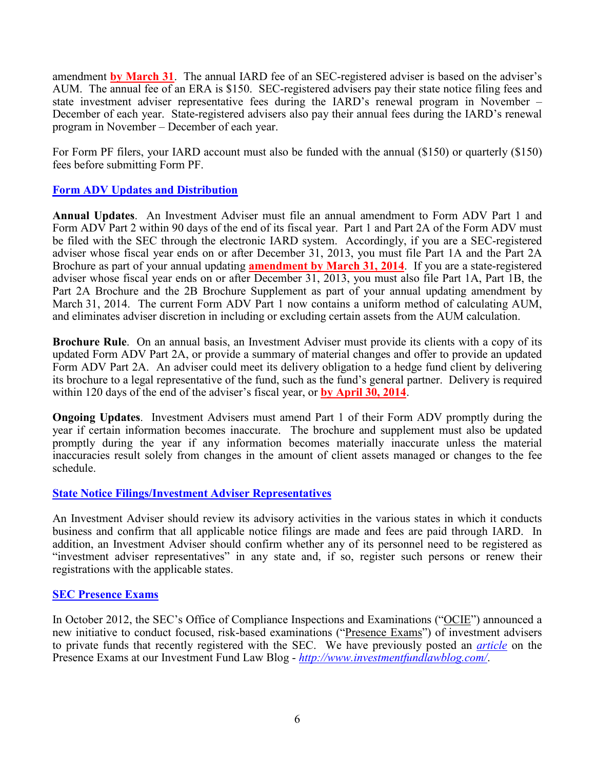amendment **by March 31**. The annual IARD fee of an SEC-registered adviser is based on the adviser's AUM. The annual fee of an ERA is $150. SEC-registered advisers pay their state notice filing fees and state investment adviser representative fees during the IARD's renewal program in November – December of each year. State-registered advisers also pay their annual fees during the IARD's renewal program in November – December of each year.

For Form PF filers, your IARD account must also be funded with the annual ($150) or quarterly ($150) fees before submitting Form PF.

## Form ADV Updates and Distribution

**Annual Updates**. An Investment Adviser must file an annual amendment to Form ADV Part 1 and Form ADV Part 2 within 90 days of the end of its fiscal year. Part 1 and Part 2A of the Form ADV must be filed with the SEC through the electronic IARD system. Accordingly, if you are a SEC-registered adviser whose fiscal year ends on or after December 31, 2013, you must file Part 1A and the Part 2A Brochure as part of your annual updating **amendment by March 31, 2014**. If you are a state-registered adviser whose fiscal year ends on or after December 31, 2013, you must also file Part 1A, Part 1B, the Part 2A Brochure and the 2B Brochure Supplement as part of your annual updating amendment by March 31, 2014. The current Form ADV Part 1 now contains a uniform method of calculating AUM, and eliminates adviser discretion in including or excluding certain assets from the AUM calculation.

**Brochure Rule**. On an annual basis, an Investment Adviser must provide its clients with a copy of its updated Form ADV Part 2A, or provide a summary of material changes and offer to provide an updated Form ADV Part 2A. An adviser could meet its delivery obligation to a hedge fund client by delivering its brochure to a legal representative of the fund, such as the fund's general partner. Delivery is required within 120 days of the end of the adviser's fiscal year, or **by April 30, 2014**.

**Ongoing Updates**. Investment Advisers must amend Part 1 of their Form ADV promptly during the year if certain information becomes inaccurate. The brochure and supplement must also be updated promptly during the year if any information becomes materially inaccurate unless the material inaccuracies result solely from changes in the amount of client assets managed or changes to the fee schedule.

## State Notice Filings/Investment Adviser Representatives

An Investment Adviser should review its advisory activities in the various states in which it conducts business and confirm that all applicable notice filings are made and fees are paid through IARD. In addition, an Investment Adviser should confirm whether any of its personnel need to be registered as "investment adviser representatives" in any state and, if so, register such persons or renew their registrations with the applicable states.

## SEC Presence Exams

In October 2012, the SEC's Office of Compliance Inspections and Examinations ("OCIE") announced a new initiative to conduct focused, risk-based examinations ("Presence Exams") of investment advisers to private funds that recently registered with the SEC. We have previously posted an *article* on the Presence Exams at our Investment Fund Law Blog - *http://www.investmentfundlawblog.com/*.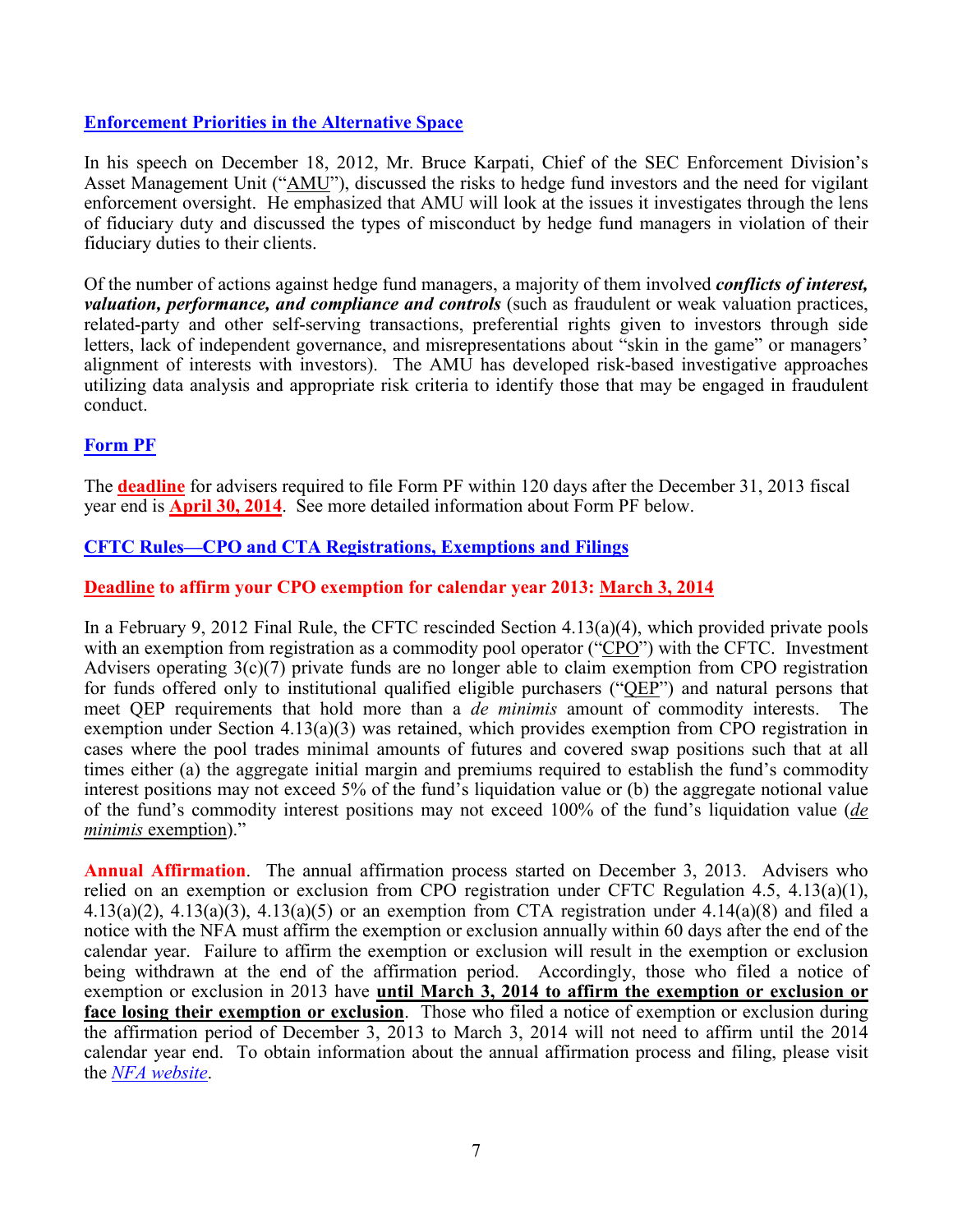## Enforcement Priorities in the Alternative Space

In his speech on December 18, 2012, Mr. Bruce Karpati, Chief of the SEC Enforcement Division's Asset Management Unit ("AMU"), discussed the risks to hedge fund investors and the need for vigilant enforcement oversight. He emphasized that AMU will look at the issues it investigates through the lens of fiduciary duty and discussed the types of misconduct by hedge fund managers in violation of their fiduciary duties to their clients.

Of the number of actions against hedge fund managers, a majority of them involved ***conflicts of interest, valuation, performance, and compliance and controls*** (such as fraudulent or weak valuation practices, related-party and other self-serving transactions, preferential rights given to investors through side letters, lack of independent governance, and misrepresentations about "skin in the game" or managers' alignment of interests with investors). The AMU has developed risk-based investigative approaches utilizing data analysis and appropriate risk criteria to identify those that may be engaged in fraudulent conduct.

## Form PF

The **deadline** for advisers required to file Form PF within 120 days after the December 31, 2013 fiscal year end is **April 30, 2014**. See more detailed information about Form PF below.

## CFTC Rules—CPO and CTA Registrations, Exemptions and Filings

### Deadline to affirm your CPO exemption for calendar year 2013: March 3, 2014

In a February 9, 2012 Final Rule, the CFTC rescinded Section 4.13(a)(4), which provided private pools with an exemption from registration as a commodity pool operator ("CPO") with the CFTC. Investment Advisers operating 3(c)(7) private funds are no longer able to claim exemption from CPO registration for funds offered only to institutional qualified eligible purchasers ("QEP") and natural persons that meet QEP requirements that hold more than a *de minimis* amount of commodity interests. The exemption under Section 4.13(a)(3) was retained, which provides exemption from CPO registration in cases where the pool trades minimal amounts of futures and covered swap positions such that at all times either (a) the aggregate initial margin and premiums required to establish the fund's commodity interest positions may not exceed 5% of the fund's liquidation value or (b) the aggregate notional value of the fund's commodity interest positions may not exceed 100% of the fund's liquidation value (*de minimis* exemption)."

**Annual Affirmation**. The annual affirmation process started on December 3, 2013. Advisers who relied on an exemption or exclusion from CPO registration under CFTC Regulation 4.5, 4.13(a)(1), 4.13(a)(2), 4.13(a)(3), 4.13(a)(5) or an exemption from CTA registration under 4.14(a)(8) and filed a notice with the NFA must affirm the exemption or exclusion annually within 60 days after the end of the calendar year. Failure to affirm the exemption or exclusion will result in the exemption or exclusion being withdrawn at the end of the affirmation period. Accordingly, those who filed a notice of exemption or exclusion in 2013 have **until March 3, 2014 to affirm the exemption or exclusion or face losing their exemption or exclusion**. Those who filed a notice of exemption or exclusion during the affirmation period of December 3, 2013 to March 3, 2014 will not need to affirm until the 2014 calendar year end. To obtain information about the annual affirmation process and filing, please visit the *NFA website*.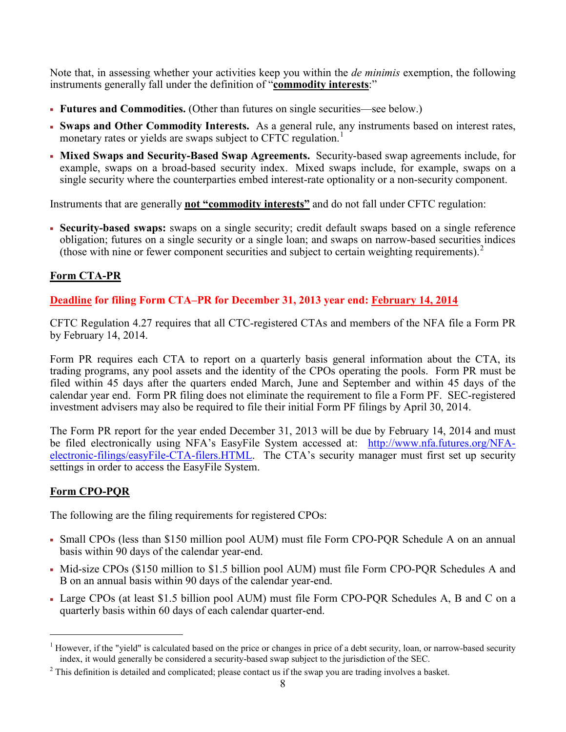Note that, in assessing whether your activities keep you within the *de minimis* exemption, the following instruments generally fall under the definition of "**commodity interests**:"

- **Futures and Commodities.** (Other than futures on single securities—see below.)
- **Swaps and Other Commodity Interests.** As a general rule, any instruments based on interest rates, monetary rates or yields are swaps subject to CFTC regulation.[1]
- **Mixed Swaps and Security-Based Swap Agreements.** Security-based swap agreements include, for example, swaps on a broad-based security index. Mixed swaps include, for example, swaps on a single security where the counterparties embed interest-rate optionality or a non-security component.

Instruments that are generally **not "commodity interests"** and do not fall under CFTC regulation:

- **Security-based swaps:** swaps on a single security; credit default swaps based on a single reference obligation; futures on a single security or a single loan; and swaps on narrow-based securities indices (those with nine or fewer component securities and subject to certain weighting requirements).[2]

## Form CTA-PR

**Deadline for filing Form CTA–PR for December 31, 2013 year end: February 14, 2014**

CFTC Regulation 4.27 requires that all CTC-registered CTAs and members of the NFA file a Form PR by February 14, 2014.

Form PR requires each CTA to report on a quarterly basis general information about the CTA, its trading programs, any pool assets and the identity of the CPOs operating the pools. Form PR must be filed within 45 days after the quarters ended March, June and September and within 45 days of the calendar year end. Form PR filing does not eliminate the requirement to file a Form PF. SEC-registered investment advisers may also be required to file their initial Form PF filings by April 30, 2014.

The Form PR report for the year ended December 31, 2013 will be due by February 14, 2014 and must be filed electronically using NFA's EasyFile System accessed at: http://www.nfa.futures.org/NFA-electronic-filings/easyFile-CTA-filers.HTML. The CTA's security manager must first set up security settings in order to access the EasyFile System.

## Form CPO-PQR

The following are the filing requirements for registered CPOs:

- Small CPOs (less than $150 million pool AUM) must file Form CPO-PQR Schedule A on an annual basis within 90 days of the calendar year-end.
- Mid-size CPOs ($150 million to $1.5 billion pool AUM) must file Form CPO-PQR Schedules A and B on an annual basis within 90 days of the calendar year-end.
- Large CPOs (at least $1.5 billion pool AUM) must file Form CPO-PQR Schedules A, B and C on a quarterly basis within 60 days of each calendar quarter-end.

---

[1] However, if the "yield" is calculated based on the price or changes in price of a debt security, loan, or narrow-based security index, it would generally be considered a security-based swap subject to the jurisdiction of the SEC.

[2] This definition is detailed and complicated; please contact us if the swap you are trading involves a basket.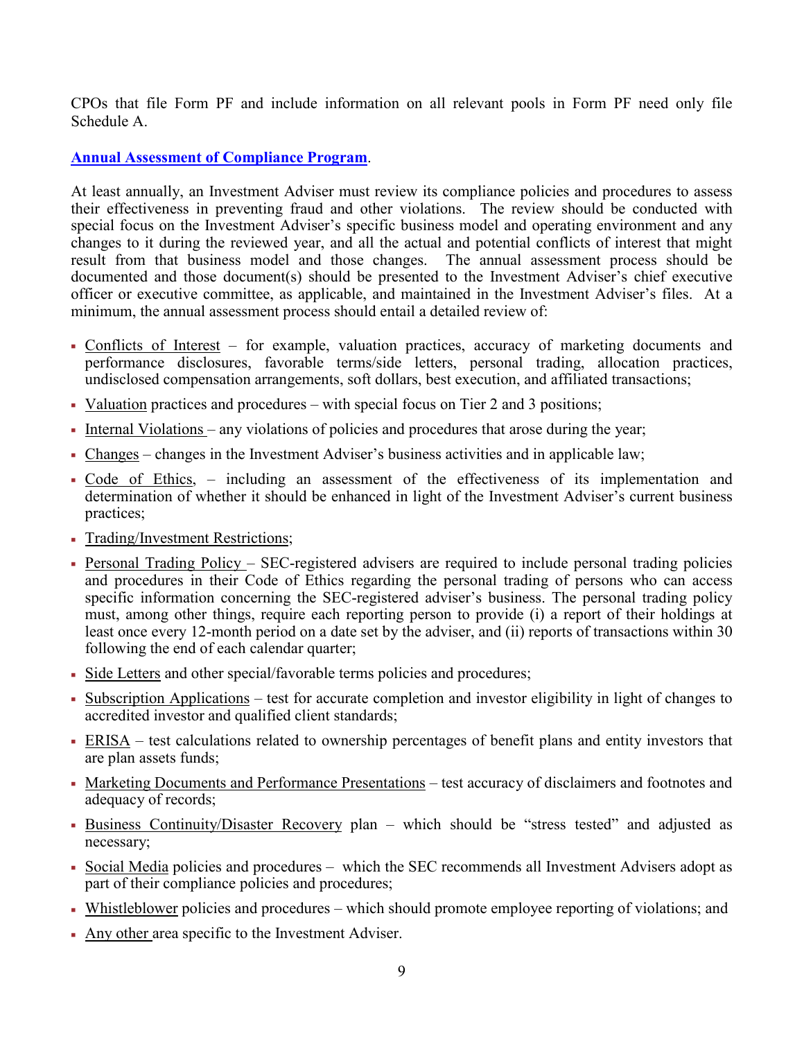CPOs that file Form PF and include information on all relevant pools in Form PF need only file Schedule A.

**Annual Assessment of Compliance Program**.

At least annually, an Investment Adviser must review its compliance policies and procedures to assess their effectiveness in preventing fraud and other violations. The review should be conducted with special focus on the Investment Adviser's specific business model and operating environment and any changes to it during the reviewed year, and all the actual and potential conflicts of interest that might result from that business model and those changes. The annual assessment process should be documented and those document(s) should be presented to the Investment Adviser's chief executive officer or executive committee, as applicable, and maintained in the Investment Adviser's files. At a minimum, the annual assessment process should entail a detailed review of:

- Conflicts of Interest – for example, valuation practices, accuracy of marketing documents and performance disclosures, favorable terms/side letters, personal trading, allocation practices, undisclosed compensation arrangements, soft dollars, best execution, and affiliated transactions;
- Valuation practices and procedures – with special focus on Tier 2 and 3 positions;
- Internal Violations – any violations of policies and procedures that arose during the year;
- Changes – changes in the Investment Adviser's business activities and in applicable law;
- Code of Ethics, – including an assessment of the effectiveness of its implementation and determination of whether it should be enhanced in light of the Investment Adviser's current business practices;
- Trading/Investment Restrictions;
- Personal Trading Policy – SEC-registered advisers are required to include personal trading policies and procedures in their Code of Ethics regarding the personal trading of persons who can access specific information concerning the SEC-registered adviser's business. The personal trading policy must, among other things, require each reporting person to provide (i) a report of their holdings at least once every 12-month period on a date set by the adviser, and (ii) reports of transactions within 30 following the end of each calendar quarter;
- Side Letters and other special/favorable terms policies and procedures;
- Subscription Applications – test for accurate completion and investor eligibility in light of changes to accredited investor and qualified client standards;
- ERISA – test calculations related to ownership percentages of benefit plans and entity investors that are plan assets funds;
- Marketing Documents and Performance Presentations – test accuracy of disclaimers and footnotes and adequacy of records;
- Business Continuity/Disaster Recovery plan – which should be "stress tested" and adjusted as necessary;
- Social Media policies and procedures – which the SEC recommends all Investment Advisers adopt as part of their compliance policies and procedures;
- Whistleblower policies and procedures – which should promote employee reporting of violations; and
- Any other area specific to the Investment Adviser.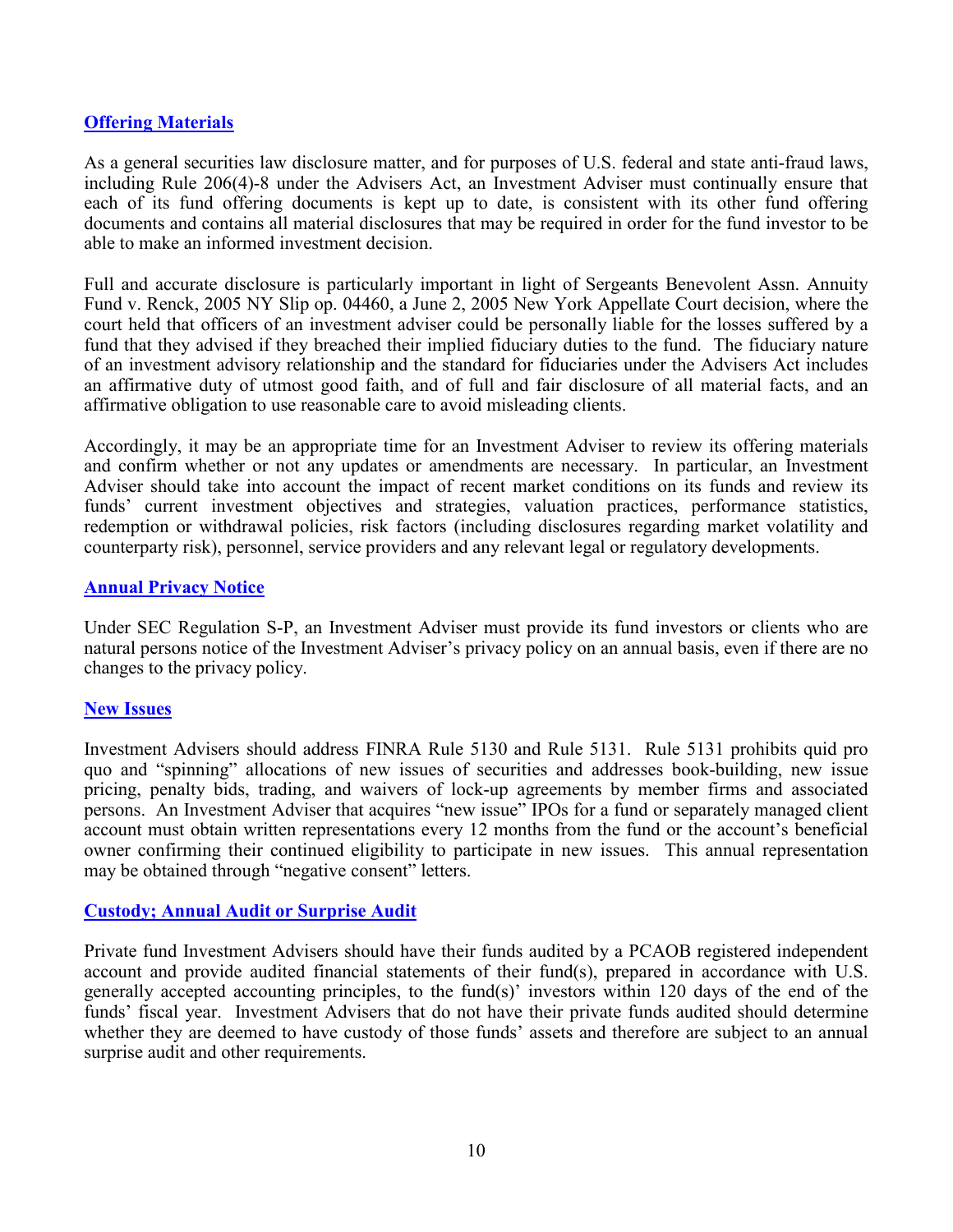## Offering Materials

As a general securities law disclosure matter, and for purposes of U.S. federal and state anti-fraud laws, including Rule 206(4)-8 under the Advisers Act, an Investment Adviser must continually ensure that each of its fund offering documents is kept up to date, is consistent with its other fund offering documents and contains all material disclosures that may be required in order for the fund investor to be able to make an informed investment decision.

Full and accurate disclosure is particularly important in light of Sergeants Benevolent Assn. Annuity Fund v. Renck, 2005 NY Slip op. 04460, a June 2, 2005 New York Appellate Court decision, where the court held that officers of an investment adviser could be personally liable for the losses suffered by a fund that they advised if they breached their implied fiduciary duties to the fund. The fiduciary nature of an investment advisory relationship and the standard for fiduciaries under the Advisers Act includes an affirmative duty of utmost good faith, and of full and fair disclosure of all material facts, and an affirmative obligation to use reasonable care to avoid misleading clients.

Accordingly, it may be an appropriate time for an Investment Adviser to review its offering materials and confirm whether or not any updates or amendments are necessary. In particular, an Investment Adviser should take into account the impact of recent market conditions on its funds and review its funds' current investment objectives and strategies, valuation practices, performance statistics, redemption or withdrawal policies, risk factors (including disclosures regarding market volatility and counterparty risk), personnel, service providers and any relevant legal or regulatory developments.

## Annual Privacy Notice

Under SEC Regulation S-P, an Investment Adviser must provide its fund investors or clients who are natural persons notice of the Investment Adviser's privacy policy on an annual basis, even if there are no changes to the privacy policy.

## New Issues

Investment Advisers should address FINRA Rule 5130 and Rule 5131. Rule 5131 prohibits quid pro quo and "spinning" allocations of new issues of securities and addresses book-building, new issue pricing, penalty bids, trading, and waivers of lock-up agreements by member firms and associated persons. An Investment Adviser that acquires "new issue" IPOs for a fund or separately managed client account must obtain written representations every 12 months from the fund or the account's beneficial owner confirming their continued eligibility to participate in new issues. This annual representation may be obtained through "negative consent" letters.

## Custody; Annual Audit or Surprise Audit

Private fund Investment Advisers should have their funds audited by a PCAOB registered independent account and provide audited financial statements of their fund(s), prepared in accordance with U.S. generally accepted accounting principles, to the fund(s)' investors within 120 days of the end of the funds' fiscal year. Investment Advisers that do not have their private funds audited should determine whether they are deemed to have custody of those funds' assets and therefore are subject to an annual surprise audit and other requirements.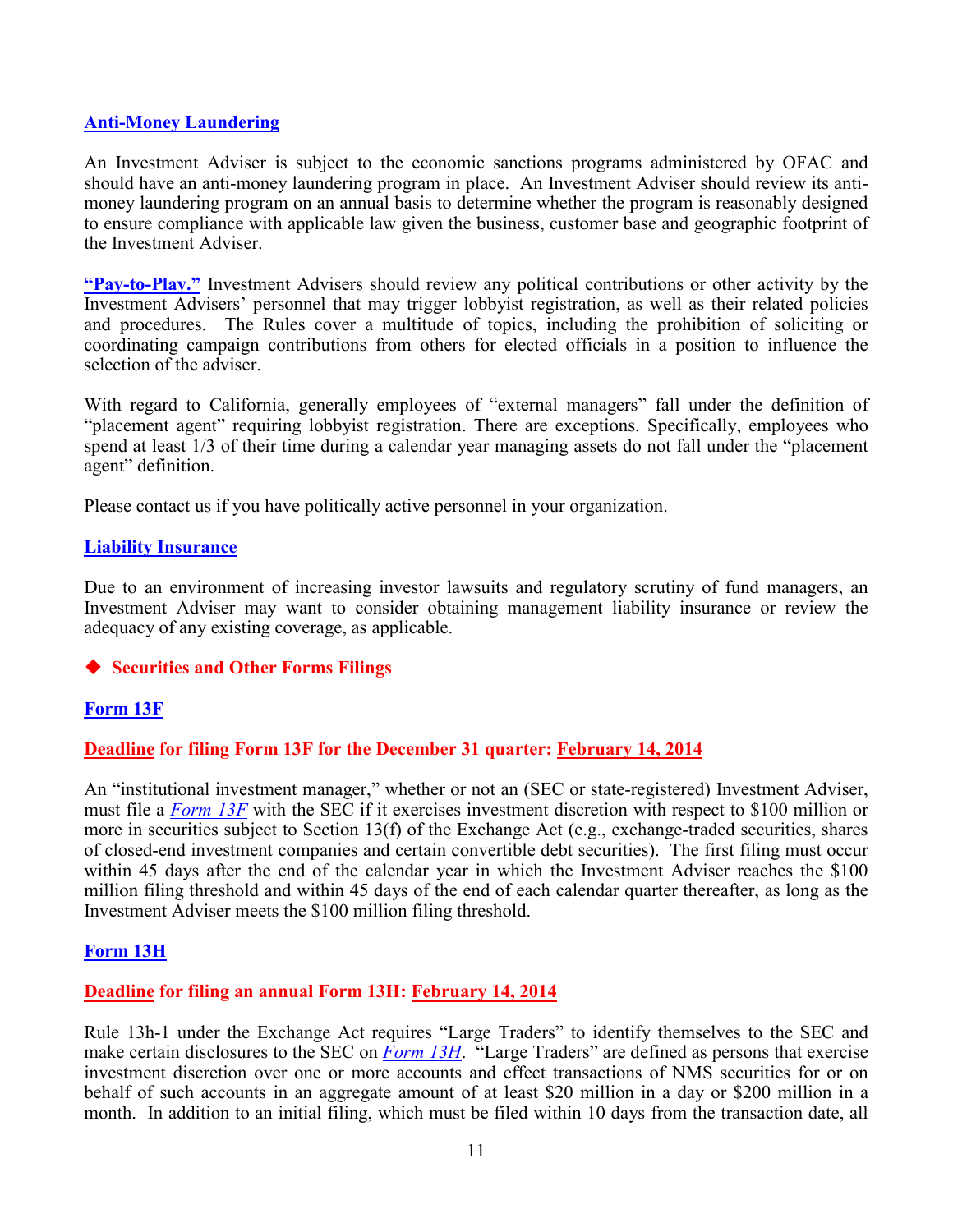### Anti-Money Laundering

An Investment Adviser is subject to the economic sanctions programs administered by OFAC and should have an anti-money laundering program in place. An Investment Adviser should review its anti-money laundering program on an annual basis to determine whether the program is reasonably designed to ensure compliance with applicable law given the business, customer base and geographic footprint of the Investment Adviser.

**"Pay-to-Play."** Investment Advisers should review any political contributions or other activity by the Investment Advisers' personnel that may trigger lobbyist registration, as well as their related policies and procedures. The Rules cover a multitude of topics, including the prohibition of soliciting or coordinating campaign contributions from others for elected officials in a position to influence the selection of the adviser.

With regard to California, generally employees of "external managers" fall under the definition of "placement agent" requiring lobbyist registration. There are exceptions. Specifically, employees who spend at least 1/3 of their time during a calendar year managing assets do not fall under the "placement agent" definition.

Please contact us if you have politically active personnel in your organization.

### Liability Insurance

Due to an environment of increasing investor lawsuits and regulatory scrutiny of fund managers, an Investment Adviser may want to consider obtaining management liability insurance or review the adequacy of any existing coverage, as applicable.

## ◆ Securities and Other Forms Filings

### Form 13F

**Deadline for filing Form 13F for the December 31 quarter: February 14, 2014**

An "institutional investment manager," whether or not an (SEC or state-registered) Investment Adviser, must file a *Form 13F* with the SEC if it exercises investment discretion with respect to $100 million or more in securities subject to Section 13(f) of the Exchange Act (e.g., exchange-traded securities, shares of closed-end investment companies and certain convertible debt securities). The first filing must occur within 45 days after the end of the calendar year in which the Investment Adviser reaches the $100 million filing threshold and within 45 days of the end of each calendar quarter thereafter, as long as the Investment Adviser meets the $100 million filing threshold.

### Form 13H

**Deadline for filing an annual Form 13H: February 14, 2014**

Rule 13h-1 under the Exchange Act requires "Large Traders" to identify themselves to the SEC and make certain disclosures to the SEC on *Form 13H*. "Large Traders" are defined as persons that exercise investment discretion over one or more accounts and effect transactions of NMS securities for or on behalf of such accounts in an aggregate amount of at least $20 million in a day or $200 million in a month. In addition to an initial filing, which must be filed within 10 days from the transaction date, all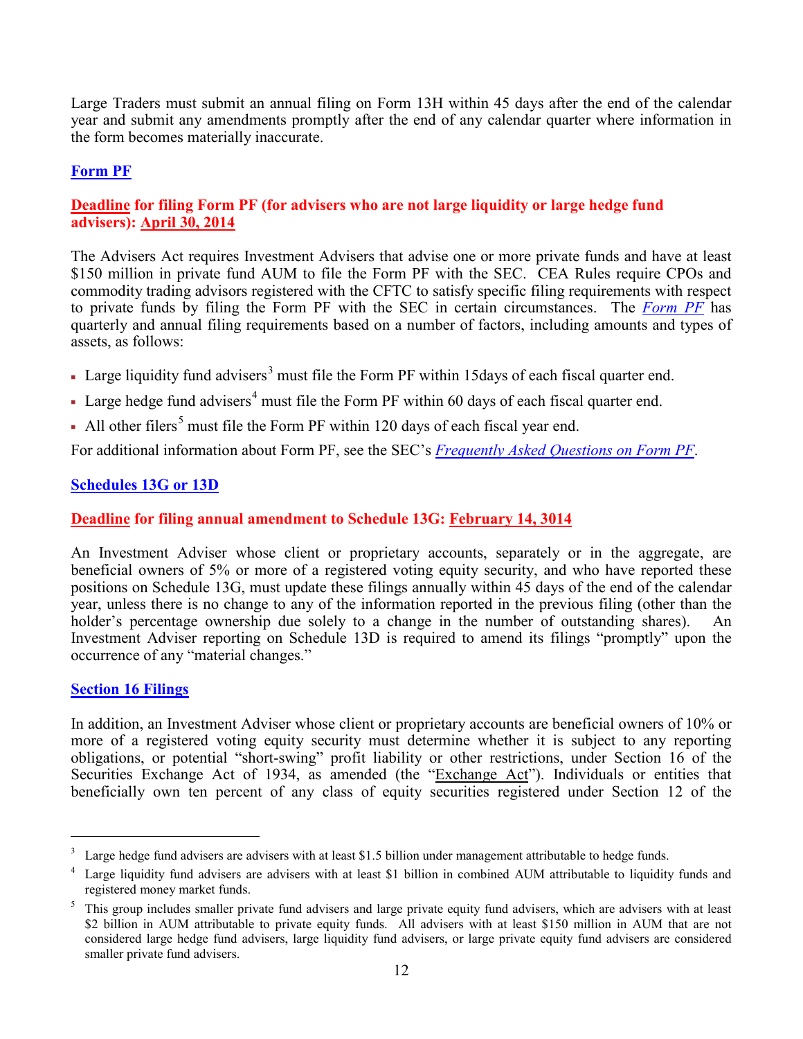Large Traders must submit an annual filing on Form 13H within 45 days after the end of the calendar year and submit any amendments promptly after the end of any calendar quarter where information in the form becomes materially inaccurate.

### Form PF

**Deadline for filing Form PF (for advisers who are not large liquidity or large hedge fund advisers): April 30, 2014**

The Advisers Act requires Investment Advisers that advise one or more private funds and have at least $150 million in private fund AUM to file the Form PF with the SEC. CEA Rules require CPOs and commodity trading advisors registered with the CFTC to satisfy specific filing requirements with respect to private funds by filing the Form PF with the SEC in certain circumstances. The *Form PF* has quarterly and annual filing requirements based on a number of factors, including amounts and types of assets, as follows:

- Large liquidity fund advisers[3] must file the Form PF within 15days of each fiscal quarter end.
- Large hedge fund advisers[4] must file the Form PF within 60 days of each fiscal quarter end.
- All other filers[5] must file the Form PF within 120 days of each fiscal year end.

For additional information about Form PF, see the SEC's *Frequently Asked Questions on Form PF*.

### Schedules 13G or 13D

**Deadline for filing annual amendment to Schedule 13G: February 14, 3014**

An Investment Adviser whose client or proprietary accounts, separately or in the aggregate, are beneficial owners of 5% or more of a registered voting equity security, and who have reported these positions on Schedule 13G, must update these filings annually within 45 days of the end of the calendar year, unless there is no change to any of the information reported in the previous filing (other than the holder's percentage ownership due solely to a change in the number of outstanding shares). An Investment Adviser reporting on Schedule 13D is required to amend its filings "promptly" upon the occurrence of any "material changes."

### Section 16 Filings

In addition, an Investment Adviser whose client or proprietary accounts are beneficial owners of 10% or more of a registered voting equity security must determine whether it is subject to any reporting obligations, or potential "short-swing" profit liability or other restrictions, under Section 16 of the Securities Exchange Act of 1934, as amended (the "Exchange Act"). Individuals or entities that beneficially own ten percent of any class of equity securities registered under Section 12 of the

---

[3] Large hedge fund advisers are advisers with at least $1.5 billion under management attributable to hedge funds.

[4] Large liquidity fund advisers are advisers with at least $1 billion in combined AUM attributable to liquidity funds and registered money market funds.

[5] This group includes smaller private fund advisers and large private equity fund advisers, which are advisers with at least $2 billion in AUM attributable to private equity funds. All advisers with at least $150 million in AUM that are not considered large hedge fund advisers, large liquidity fund advisers, or large private equity fund advisers are considered smaller private fund advisers.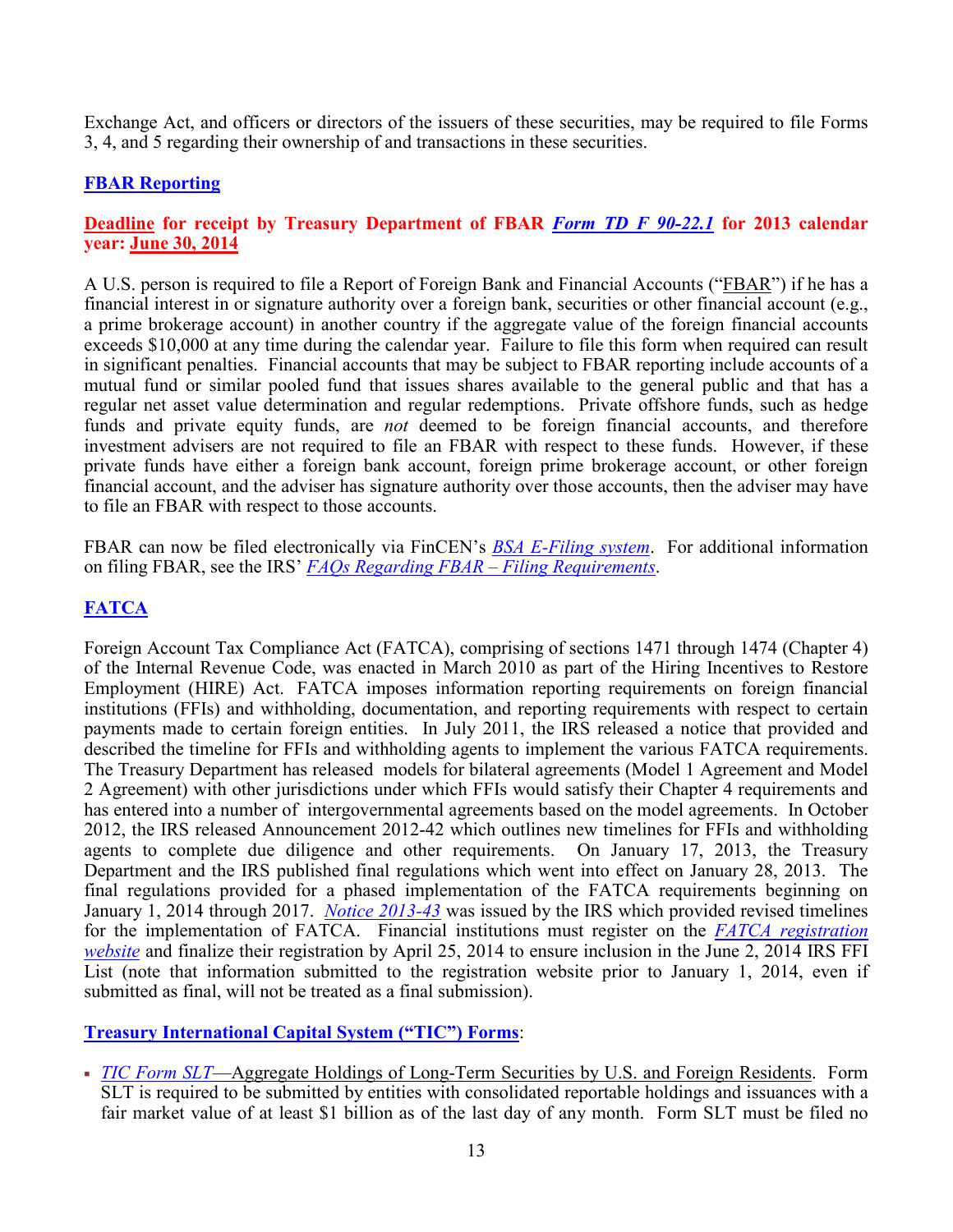Exchange Act, and officers or directors of the issuers of these securities, may be required to file Forms 3, 4, and 5 regarding their ownership of and transactions in these securities.

## FBAR Reporting

**Deadline for receipt by Treasury Department of FBAR *Form TD F 90-22.1* for 2013 calendar year: June 30, 2014**

A U.S. person is required to file a Report of Foreign Bank and Financial Accounts ("FBAR") if he has a financial interest in or signature authority over a foreign bank, securities or other financial account (e.g., a prime brokerage account) in another country if the aggregate value of the foreign financial accounts exceeds $10,000 at any time during the calendar year. Failure to file this form when required can result in significant penalties. Financial accounts that may be subject to FBAR reporting include accounts of a mutual fund or similar pooled fund that issues shares available to the general public and that has a regular net asset value determination and regular redemptions. Private offshore funds, such as hedge funds and private equity funds, are *not* deemed to be foreign financial accounts, and therefore investment advisers are not required to file an FBAR with respect to these funds. However, if these private funds have either a foreign bank account, foreign prime brokerage account, or other foreign financial account, and the adviser has signature authority over those accounts, then the adviser may have to file an FBAR with respect to those accounts.

FBAR can now be filed electronically via FinCEN's *BSA E-Filing system*. For additional information on filing FBAR, see the IRS' *FAQs Regarding FBAR – Filing Requirements*.

## FATCA

Foreign Account Tax Compliance Act (FATCA), comprising of sections 1471 through 1474 (Chapter 4) of the Internal Revenue Code, was enacted in March 2010 as part of the Hiring Incentives to Restore Employment (HIRE) Act. FATCA imposes information reporting requirements on foreign financial institutions (FFIs) and withholding, documentation, and reporting requirements with respect to certain payments made to certain foreign entities. In July 2011, the IRS released a notice that provided and described the timeline for FFIs and withholding agents to implement the various FATCA requirements. The Treasury Department has released models for bilateral agreements (Model 1 Agreement and Model 2 Agreement) with other jurisdictions under which FFIs would satisfy their Chapter 4 requirements and has entered into a number of intergovernmental agreements based on the model agreements. In October 2012, the IRS released Announcement 2012-42 which outlines new timelines for FFIs and withholding agents to complete due diligence and other requirements. On January 17, 2013, the Treasury Department and the IRS published final regulations which went into effect on January 28, 2013. The final regulations provided for a phased implementation of the FATCA requirements beginning on January 1, 2014 through 2017. *Notice 2013-43* was issued by the IRS which provided revised timelines for the implementation of FATCA. Financial institutions must register on the *FATCA registration website* and finalize their registration by April 25, 2014 to ensure inclusion in the June 2, 2014 IRS FFI List (note that information submitted to the registration website prior to January 1, 2014, even if submitted as final, will not be treated as a final submission).

## Treasury International Capital System ("TIC") Forms:

- *TIC Form SLT*—Aggregate Holdings of Long-Term Securities by U.S. and Foreign Residents. Form SLT is required to be submitted by entities with consolidated reportable holdings and issuances with a fair market value of at least $1 billion as of the last day of any month. Form SLT must be filed no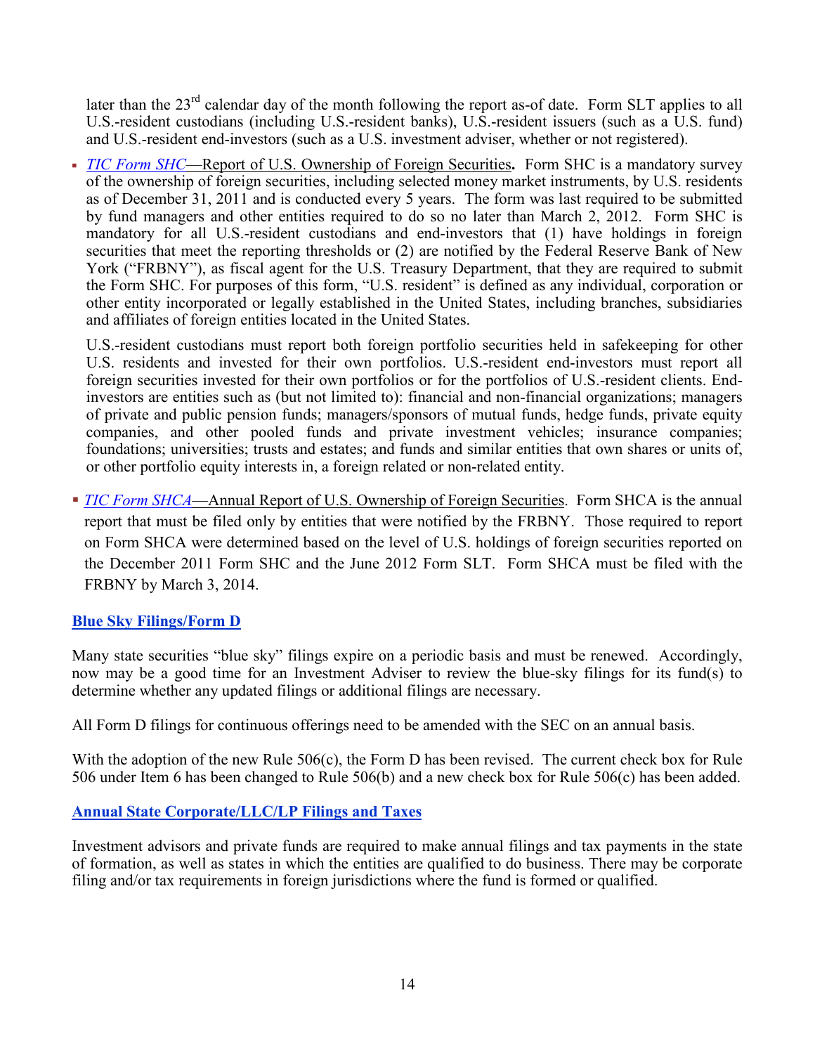later than the 23rd calendar day of the month following the report as-of date. Form SLT applies to all U.S.-resident custodians (including U.S.-resident banks), U.S.-resident issuers (such as a U.S. fund) and U.S.-resident end-investors (such as a U.S. investment adviser, whether or not registered).

- *TIC Form SHC*—Report of U.S. Ownership of Foreign Securities**.** Form SHC is a mandatory survey of the ownership of foreign securities, including selected money market instruments, by U.S. residents as of December 31, 2011 and is conducted every 5 years. The form was last required to be submitted by fund managers and other entities required to do so no later than March 2, 2012. Form SHC is mandatory for all U.S.-resident custodians and end-investors that (1) have holdings in foreign securities that meet the reporting thresholds or (2) are notified by the Federal Reserve Bank of New York ("FRBNY"), as fiscal agent for the U.S. Treasury Department, that they are required to submit the Form SHC. For purposes of this form, "U.S. resident" is defined as any individual, corporation or other entity incorporated or legally established in the United States, including branches, subsidiaries and affiliates of foreign entities located in the United States.

  U.S.-resident custodians must report both foreign portfolio securities held in safekeeping for other U.S. residents and invested for their own portfolios. U.S.-resident end-investors must report all foreign securities invested for their own portfolios or for the portfolios of U.S.-resident clients. End-investors are entities such as (but not limited to): financial and non-financial organizations; managers of private and public pension funds; managers/sponsors of mutual funds, hedge funds, private equity companies, and other pooled funds and private investment vehicles; insurance companies; foundations; universities; trusts and estates; and funds and similar entities that own shares or units of, or other portfolio equity interests in, a foreign related or non-related entity.

- *TIC Form SHCA*—Annual Report of U.S. Ownership of Foreign Securities. Form SHCA is the annual report that must be filed only by entities that were notified by the FRBNY. Those required to report on Form SHCA were determined based on the level of U.S. holdings of foreign securities reported on the December 2011 Form SHC and the June 2012 Form SLT. Form SHCA must be filed with the FRBNY by March 3, 2014.

## Blue Sky Filings/Form D

Many state securities "blue sky" filings expire on a periodic basis and must be renewed. Accordingly, now may be a good time for an Investment Adviser to review the blue-sky filings for its fund(s) to determine whether any updated filings or additional filings are necessary.

All Form D filings for continuous offerings need to be amended with the SEC on an annual basis.

With the adoption of the new Rule 506(c), the Form D has been revised. The current check box for Rule 506 under Item 6 has been changed to Rule 506(b) and a new check box for Rule 506(c) has been added.

## Annual State Corporate/LLC/LP Filings and Taxes

Investment advisors and private funds are required to make annual filings and tax payments in the state of formation, as well as states in which the entities are qualified to do business. There may be corporate filing and/or tax requirements in foreign jurisdictions where the fund is formed or qualified.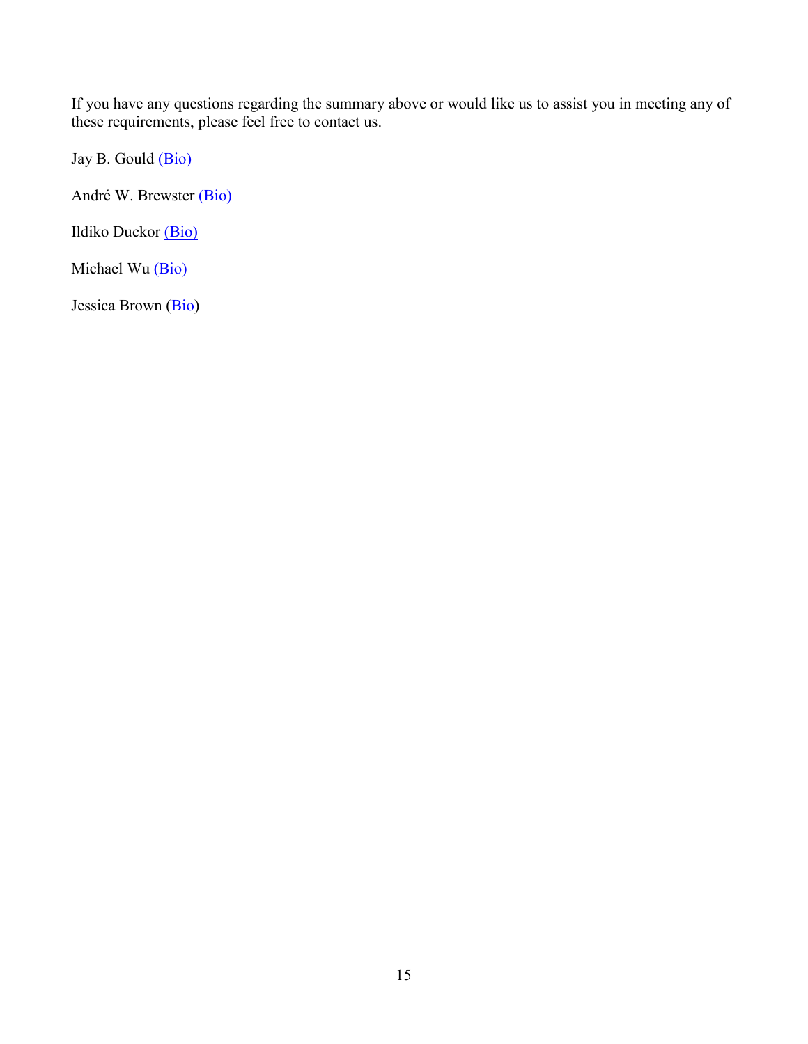If you have any questions regarding the summary above or would like us to assist you in meeting any of these requirements, please feel free to contact us.

Jay B. Gould (Bio)

André W. Brewster (Bio)

Ildiko Duckor (Bio)

Michael Wu (Bio)

Jessica Brown (Bio)